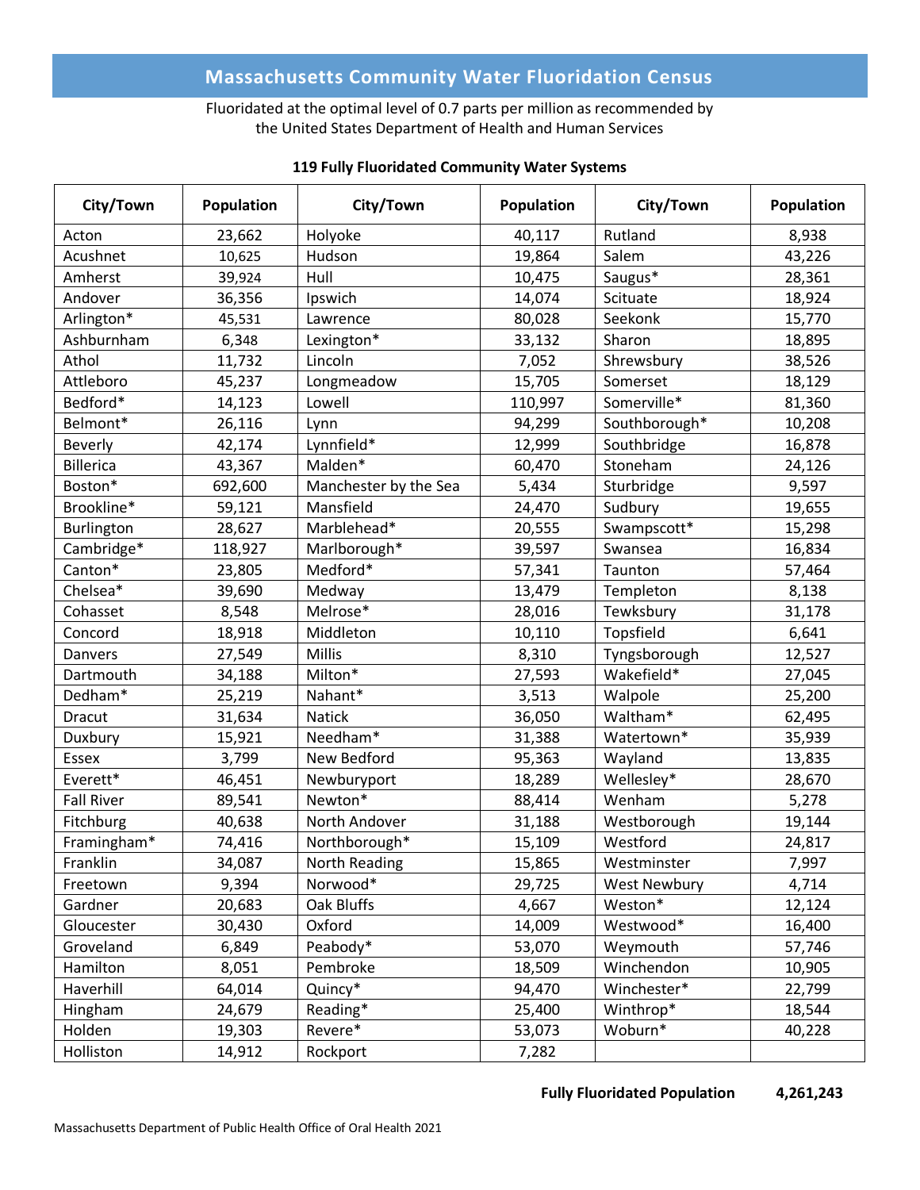# Massachusetts Community Water Fluoridation Census

Fluoridated at the optimal level of 0.7 parts per million as recommended by the United States Department of Health and Human Services

**119 Fully Fluoridated Community Water Systems**

| City/Town | Population | City/Town | Population | City/Town | Population |
|---|---|---|---|---|---|
| Acton | 23,662 | Holyoke | 40,117 | Rutland | 8,938 |
| Acushnet | 10,625 | Hudson | 19,864 | Salem | 43,226 |
| Amherst | 39,924 | Hull | 10,475 | Saugus* | 28,361 |
| Andover | 36,356 | Ipswich | 14,074 | Scituate | 18,924 |
| Arlington* | 45,531 | Lawrence | 80,028 | Seekonk | 15,770 |
| Ashburnham | 6,348 | Lexington* | 33,132 | Sharon | 18,895 |
| Athol | 11,732 | Lincoln | 7,052 | Shrewsbury | 38,526 |
| Attleboro | 45,237 | Longmeadow | 15,705 | Somerset | 18,129 |
| Bedford* | 14,123 | Lowell | 110,997 | Somerville* | 81,360 |
| Belmont* | 26,116 | Lynn | 94,299 | Southborough* | 10,208 |
| Beverly | 42,174 | Lynnfield* | 12,999 | Southbridge | 16,878 |
| Billerica | 43,367 | Malden* | 60,470 | Stoneham | 24,126 |
| Boston* | 692,600 | Manchester by the Sea | 5,434 | Sturbridge | 9,597 |
| Brookline* | 59,121 | Mansfield | 24,470 | Sudbury | 19,655 |
| Burlington | 28,627 | Marblehead* | 20,555 | Swampscott* | 15,298 |
| Cambridge* | 118,927 | Marlborough* | 39,597 | Swansea | 16,834 |
| Canton* | 23,805 | Medford* | 57,341 | Taunton | 57,464 |
| Chelsea* | 39,690 | Medway | 13,479 | Templeton | 8,138 |
| Cohasset | 8,548 | Melrose* | 28,016 | Tewksbury | 31,178 |
| Concord | 18,918 | Middleton | 10,110 | Topsfield | 6,641 |
| Danvers | 27,549 | Millis | 8,310 | Tyngsborough | 12,527 |
| Dartmouth | 34,188 | Milton* | 27,593 | Wakefield* | 27,045 |
| Dedham* | 25,219 | Nahant* | 3,513 | Walpole | 25,200 |
| Dracut | 31,634 | Natick | 36,050 | Waltham* | 62,495 |
| Duxbury | 15,921 | Needham* | 31,388 | Watertown* | 35,939 |
| Essex | 3,799 | New Bedford | 95,363 | Wayland | 13,835 |
| Everett* | 46,451 | Newburyport | 18,289 | Wellesley* | 28,670 |
| Fall River | 89,541 | Newton* | 88,414 | Wenham | 5,278 |
| Fitchburg | 40,638 | North Andover | 31,188 | Westborough | 19,144 |
| Framingham* | 74,416 | Northborough* | 15,109 | Westford | 24,817 |
| Franklin | 34,087 | North Reading | 15,865 | Westminster | 7,997 |
| Freetown | 9,394 | Norwood* | 29,725 | West Newbury | 4,714 |
| Gardner | 20,683 | Oak Bluffs | 4,667 | Weston* | 12,124 |
| Gloucester | 30,430 | Oxford | 14,009 | Westwood* | 16,400 |
| Groveland | 6,849 | Peabody* | 53,070 | Weymouth | 57,746 |
| Hamilton | 8,051 | Pembroke | 18,509 | Winchendon | 10,905 |
| Haverhill | 64,014 | Quincy* | 94,470 | Winchester* | 22,799 |
| Hingham | 24,679 | Reading* | 25,400 | Winthrop* | 18,544 |
| Holden | 19,303 | Revere* | 53,073 | Woburn* | 40,228 |
| Holliston | 14,912 | Rockport | 7,282 | | |

**Fully Fluoridated Population** **4,261,243**

Massachusetts Department of Public Health Office of Oral Health 2021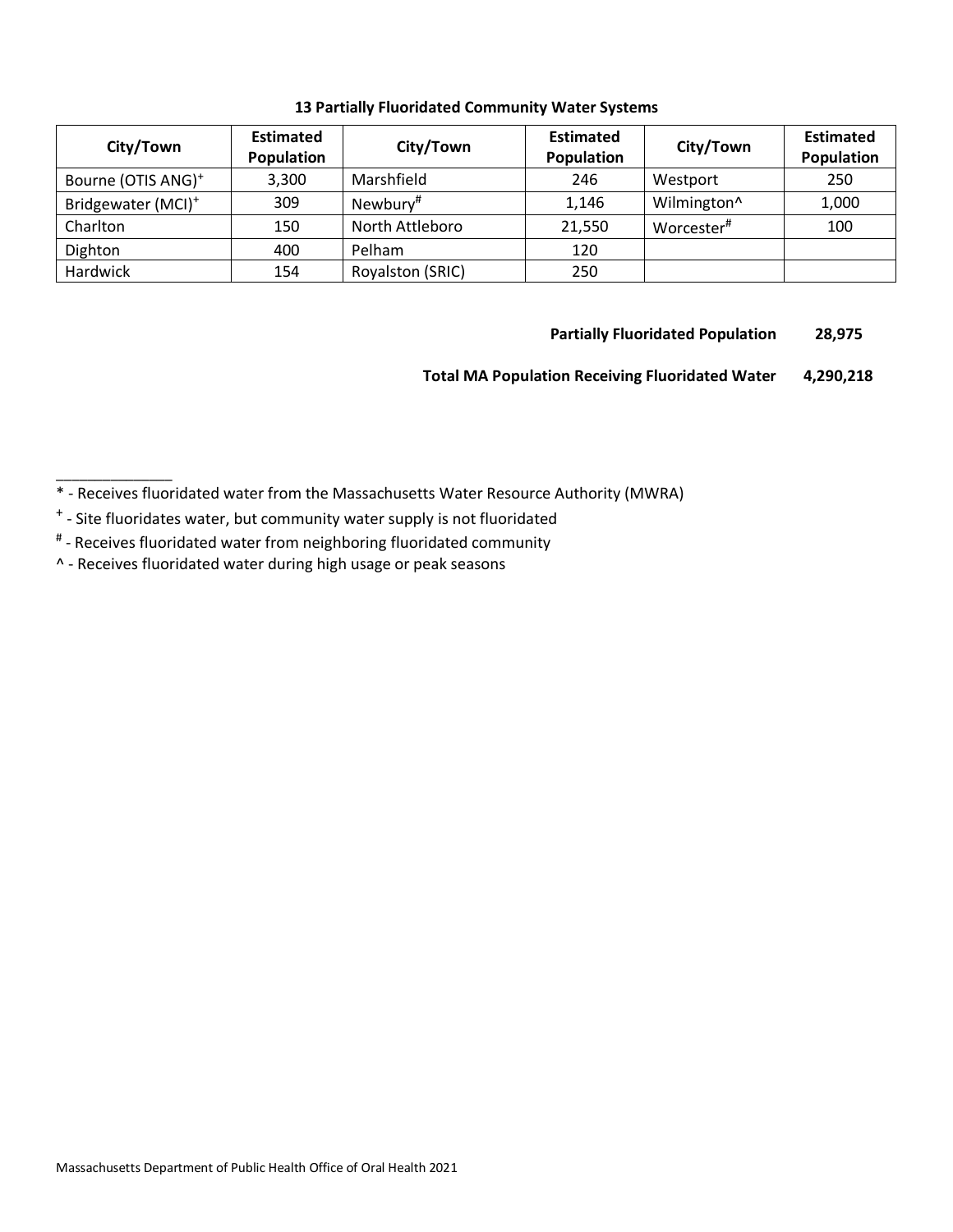**13 Partially Fluoridated Community Water Systems**

| City/Town | Estimated Population | City/Town | Estimated Population | City/Town | Estimated Population |
|---|---|---|---|---|---|
| Bourne (OTIS ANG)+ | 3,300 | Marshfield | 246 | Westport | 250 |
| Bridgewater (MCI)+ | 309 | Newbury# | 1,146 | Wilmington^ | 1,000 |
| Charlton | 150 | North Attleboro | 21,550 | Worcester# | 100 |
| Dighton | 400 | Pelham | 120 | | |
| Hardwick | 154 | Royalston (SRIC) | 250 | | |

**Partially Fluoridated Population 28,975**

**Total MA Population Receiving Fluoridated Water 4,290,218**

---

\* - Receives fluoridated water from the Massachusetts Water Resource Authority (MWRA)

\+ - Site fluoridates water, but community water supply is not fluoridated

\# - Receives fluoridated water from neighboring fluoridated community

^ - Receives fluoridated water during high usage or peak seasons

Massachusetts Department of Public Health Office of Oral Health 2021